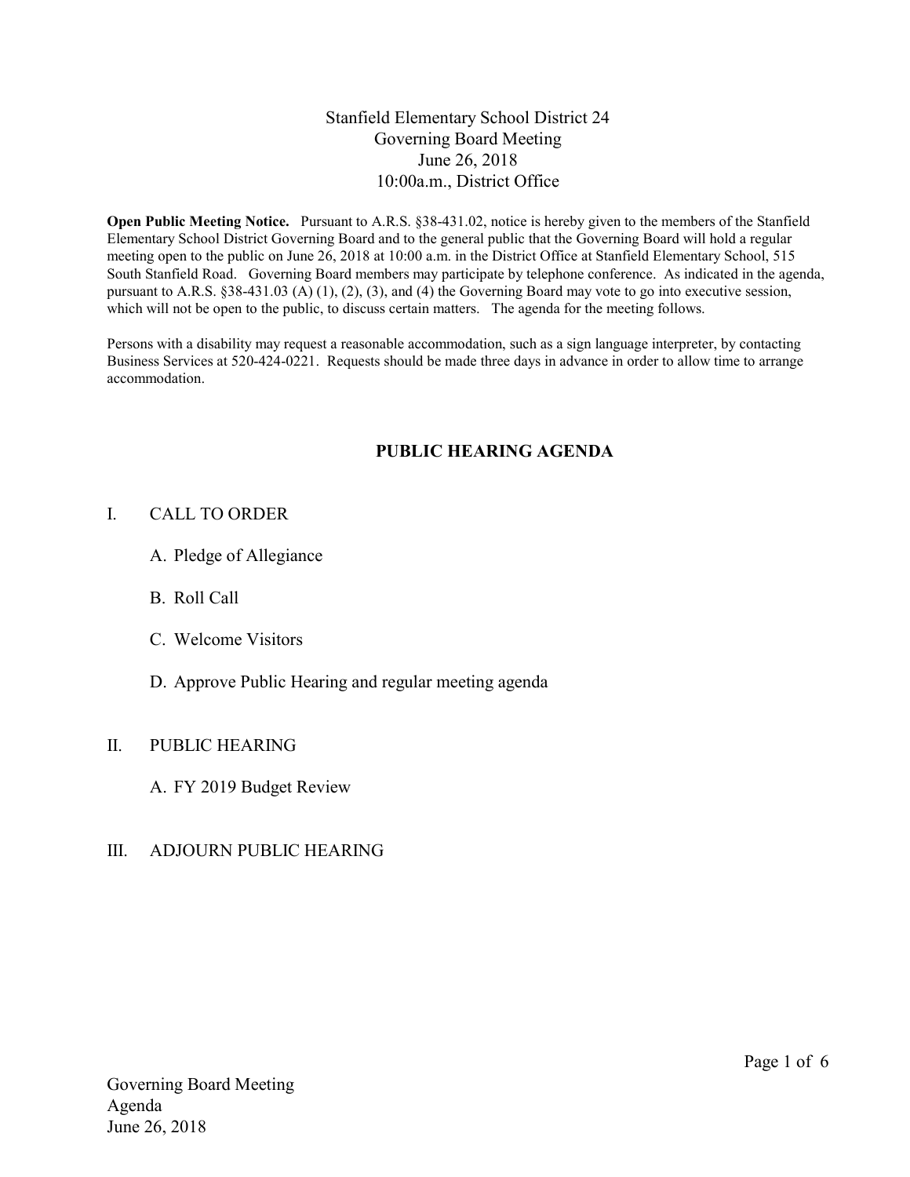# Stanfield Elementary School District 24
## Governing Board Meeting
## June 26, 2018
## 10:00a.m., District Office

**Open Public Meeting Notice.** Pursuant to A.R.S. §38-431.02, notice is hereby given to the members of the Stanfield Elementary School District Governing Board and to the general public that the Governing Board will hold a regular meeting open to the public on June 26, 2018 at 10:00 a.m. in the District Office at Stanfield Elementary School, 515 South Stanfield Road. Governing Board members may participate by telephone conference. As indicated in the agenda, pursuant to A.R.S. §38-431.03 (A) (1), (2), (3), and (4) the Governing Board may vote to go into executive session, which will not be open to the public, to discuss certain matters. The agenda for the meeting follows.

Persons with a disability may request a reasonable accommodation, such as a sign language interpreter, by contacting Business Services at 520-424-0221. Requests should be made three days in advance in order to allow time to arrange accommodation.

## PUBLIC HEARING AGENDA

I. CALL TO ORDER

   A. Pledge of Allegiance

   B. Roll Call

   C. Welcome Visitors

   D. Approve Public Hearing and regular meeting agenda

II. PUBLIC HEARING

   A. FY 2019 Budget Review

III. ADJOURN PUBLIC HEARING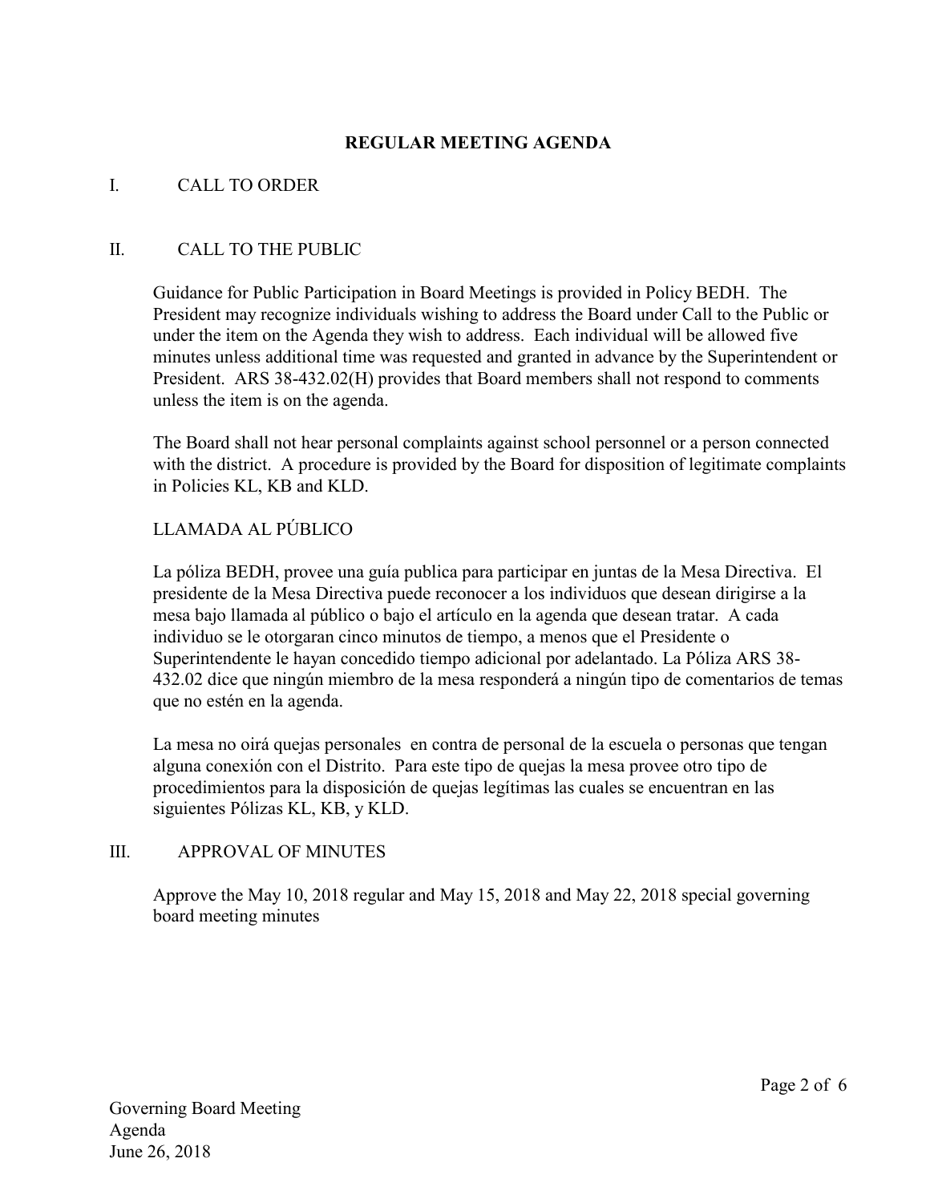## REGULAR MEETING AGENDA

### I. CALL TO ORDER

### II. CALL TO THE PUBLIC

Guidance for Public Participation in Board Meetings is provided in Policy BEDH. The President may recognize individuals wishing to address the Board under Call to the Public or under the item on the Agenda they wish to address. Each individual will be allowed five minutes unless additional time was requested and granted in advance by the Superintendent or President. ARS 38-432.02(H) provides that Board members shall not respond to comments unless the item is on the agenda.

The Board shall not hear personal complaints against school personnel or a person connected with the district. A procedure is provided by the Board for disposition of legitimate complaints in Policies KL, KB and KLD.

LLAMADA AL PÚBLICO

La póliza BEDH, provee una guía publica para participar en juntas de la Mesa Directiva. El presidente de la Mesa Directiva puede reconocer a los individuos que desean dirigirse a la mesa bajo llamada al público o bajo el artículo en la agenda que desean tratar. A cada individuo se le otorgaran cinco minutos de tiempo, a menos que el Presidente o Superintendente le hayan concedido tiempo adicional por adelantado. La Póliza ARS 38-432.02 dice que ningún miembro de la mesa responderá a ningún tipo de comentarios de temas que no estén en la agenda.

La mesa no oirá quejas personales en contra de personal de la escuela o personas que tengan alguna conexión con el Distrito. Para este tipo de quejas la mesa provee otro tipo de procedimientos para la disposición de quejas legítimas las cuales se encuentran en las siguientes Pólizas KL, KB, y KLD.

### III. APPROVAL OF MINUTES

Approve the May 10, 2018 regular and May 15, 2018 and May 22, 2018 special governing board meeting minutes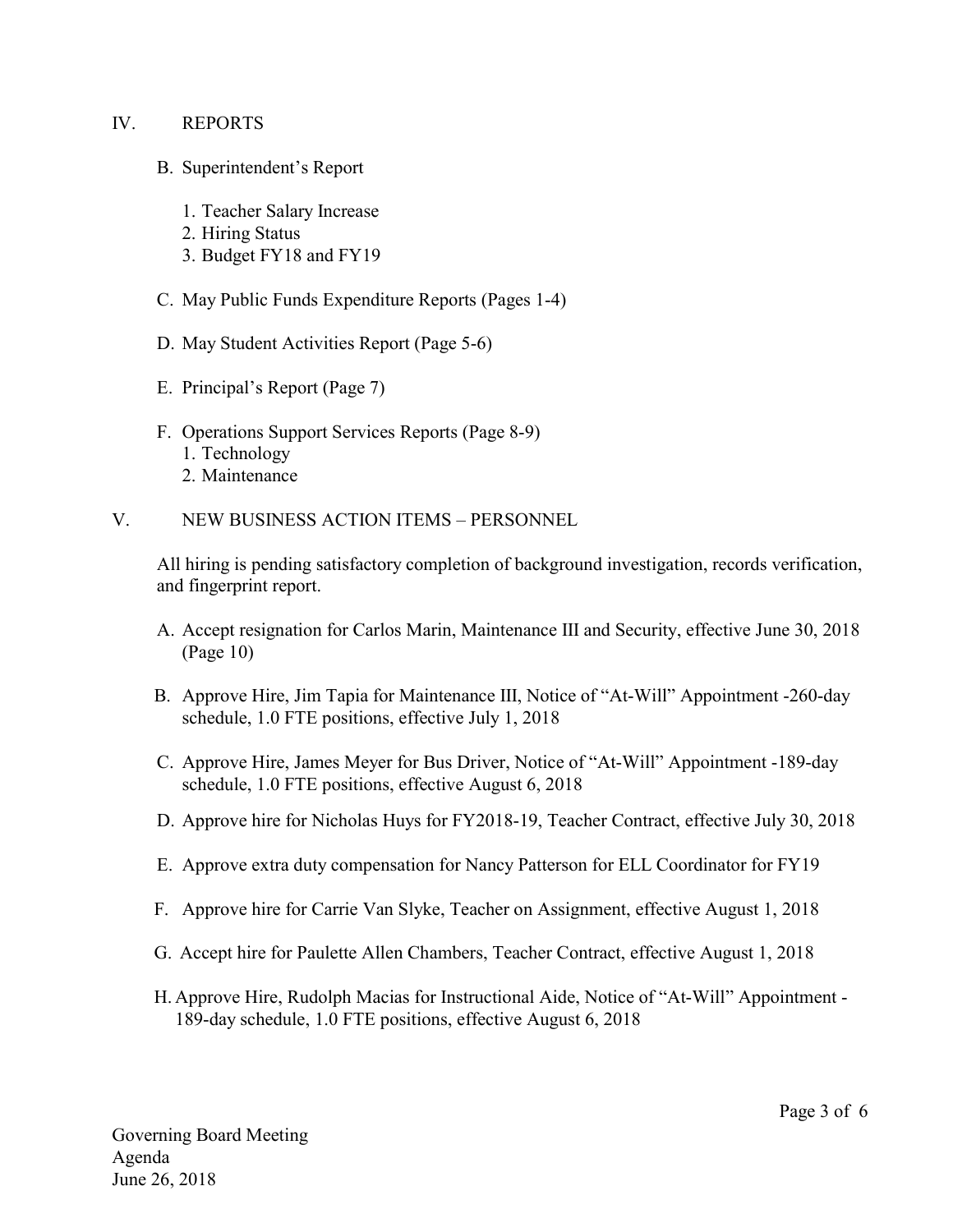## IV. REPORTS

B. Superintendent's Report

1. Teacher Salary Increase
2. Hiring Status
3. Budget FY18 and FY19

C. May Public Funds Expenditure Reports (Pages 1-4)

D. May Student Activities Report (Page 5-6)

E. Principal's Report (Page 7)

F. Operations Support Services Reports (Page 8-9)
1. Technology
2. Maintenance

## V. NEW BUSINESS ACTION ITEMS – PERSONNEL

All hiring is pending satisfactory completion of background investigation, records verification, and fingerprint report.

A. Accept resignation for Carlos Marin, Maintenance III and Security, effective June 30, 2018 (Page 10)

B. Approve Hire, Jim Tapia for Maintenance III, Notice of "At-Will" Appointment -260-day schedule, 1.0 FTE positions, effective July 1, 2018

C. Approve Hire, James Meyer for Bus Driver, Notice of "At-Will" Appointment -189-day schedule, 1.0 FTE positions, effective August 6, 2018

D. Approve hire for Nicholas Huys for FY2018-19, Teacher Contract, effective July 30, 2018

E. Approve extra duty compensation for Nancy Patterson for ELL Coordinator for FY19

F. Approve hire for Carrie Van Slyke, Teacher on Assignment, effective August 1, 2018

G. Accept hire for Paulette Allen Chambers, Teacher Contract, effective August 1, 2018

H. Approve Hire, Rudolph Macias for Instructional Aide, Notice of "At-Will" Appointment - 189-day schedule, 1.0 FTE positions, effective August 6, 2018

Governing Board Meeting
Agenda
June 26, 2018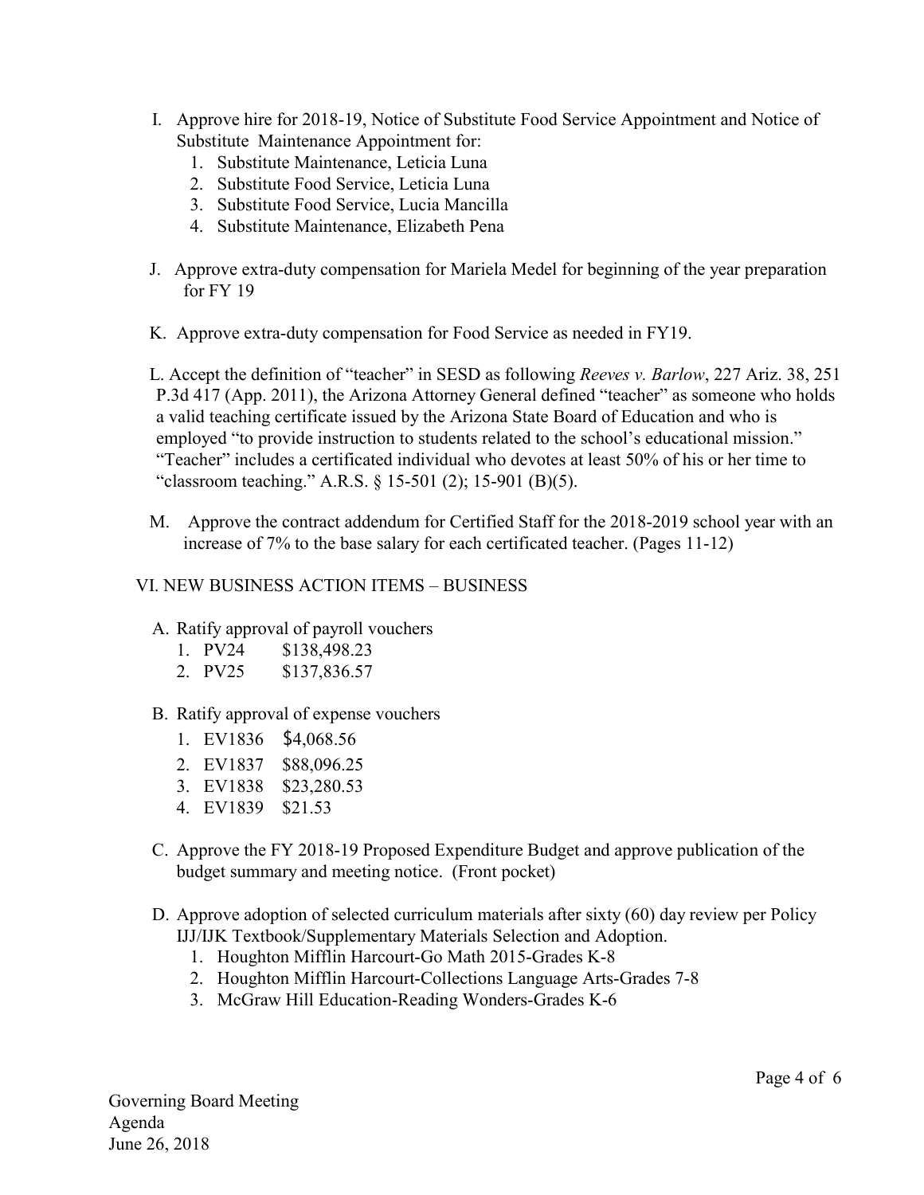I. Approve hire for 2018-19, Notice of Substitute Food Service Appointment and Notice of Substitute Maintenance Appointment for:
   1. Substitute Maintenance, Leticia Luna
   2. Substitute Food Service, Leticia Luna
   3. Substitute Food Service, Lucia Mancilla
   4. Substitute Maintenance, Elizabeth Pena

J. Approve extra-duty compensation for Mariela Medel for beginning of the year preparation for FY 19

K. Approve extra-duty compensation for Food Service as needed in FY19.

L. Accept the definition of "teacher" in SESD as following *Reeves v. Barlow*, 227 Ariz. 38, 251 P.3d 417 (App. 2011), the Arizona Attorney General defined "teacher" as someone who holds a valid teaching certificate issued by the Arizona State Board of Education and who is employed "to provide instruction to students related to the school's educational mission." "Teacher" includes a certificated individual who devotes at least 50% of his or her time to "classroom teaching." A.R.S. § 15-501 (2); 15-901 (B)(5).

M. Approve the contract addendum for Certified Staff for the 2018-2019 school year with an increase of 7% to the base salary for each certificated teacher. (Pages 11-12)

## VI. NEW BUSINESS ACTION ITEMS – BUSINESS

A. Ratify approval of payroll vouchers
   1. PV24 $138,498.23
   2. PV25 $137,836.57

B. Ratify approval of expense vouchers
   1. EV1836 $4,068.56
   2. EV1837 $88,096.25
   3. EV1838 $23,280.53
   4. EV1839 $21.53

C. Approve the FY 2018-19 Proposed Expenditure Budget and approve publication of the budget summary and meeting notice. (Front pocket)

D. Approve adoption of selected curriculum materials after sixty (60) day review per Policy IJJ/IJK Textbook/Supplementary Materials Selection and Adoption.
   1. Houghton Mifflin Harcourt-Go Math 2015-Grades K-8
   2. Houghton Mifflin Harcourt-Collections Language Arts-Grades 7-8
   3. McGraw Hill Education-Reading Wonders-Grades K-6

Governing Board Meeting
Agenda
June 26, 2018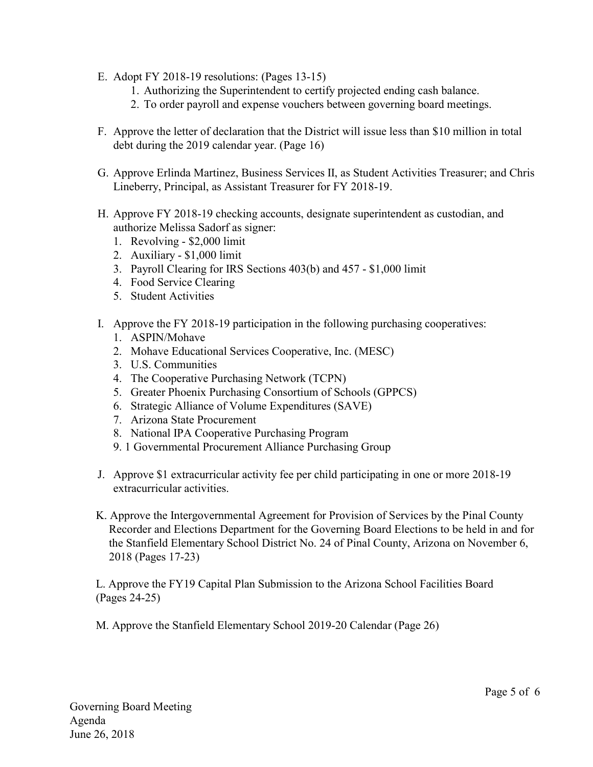E. Adopt FY 2018-19 resolutions: (Pages 13-15)
   1. Authorizing the Superintendent to certify projected ending cash balance.
   2. To order payroll and expense vouchers between governing board meetings.

F. Approve the letter of declaration that the District will issue less than $10 million in total debt during the 2019 calendar year. (Page 16)

G. Approve Erlinda Martinez, Business Services II, as Student Activities Treasurer; and Chris Lineberry, Principal, as Assistant Treasurer for FY 2018-19.

H. Approve FY 2018-19 checking accounts, designate superintendent as custodian, and authorize Melissa Sadorf as signer:
   1. Revolving - $2,000 limit
   2. Auxiliary - $1,000 limit
   3. Payroll Clearing for IRS Sections 403(b) and 457 - $1,000 limit
   4. Food Service Clearing
   5. Student Activities

I. Approve the FY 2018-19 participation in the following purchasing cooperatives:
   1. ASPIN/Mohave
   2. Mohave Educational Services Cooperative, Inc. (MESC)
   3. U.S. Communities
   4. The Cooperative Purchasing Network (TCPN)
   5. Greater Phoenix Purchasing Consortium of Schools (GPPCS)
   6. Strategic Alliance of Volume Expenditures (SAVE)
   7. Arizona State Procurement
   8. National IPA Cooperative Purchasing Program
   9. 1 Governmental Procurement Alliance Purchasing Group

J. Approve $1 extracurricular activity fee per child participating in one or more 2018-19 extracurricular activities.

K. Approve the Intergovernmental Agreement for Provision of Services by the Pinal County Recorder and Elections Department for the Governing Board Elections to be held in and for the Stanfield Elementary School District No. 24 of Pinal County, Arizona on November 6, 2018 (Pages 17-23)

L. Approve the FY19 Capital Plan Submission to the Arizona School Facilities Board (Pages 24-25)

M. Approve the Stanfield Elementary School 2019-20 Calendar (Page 26)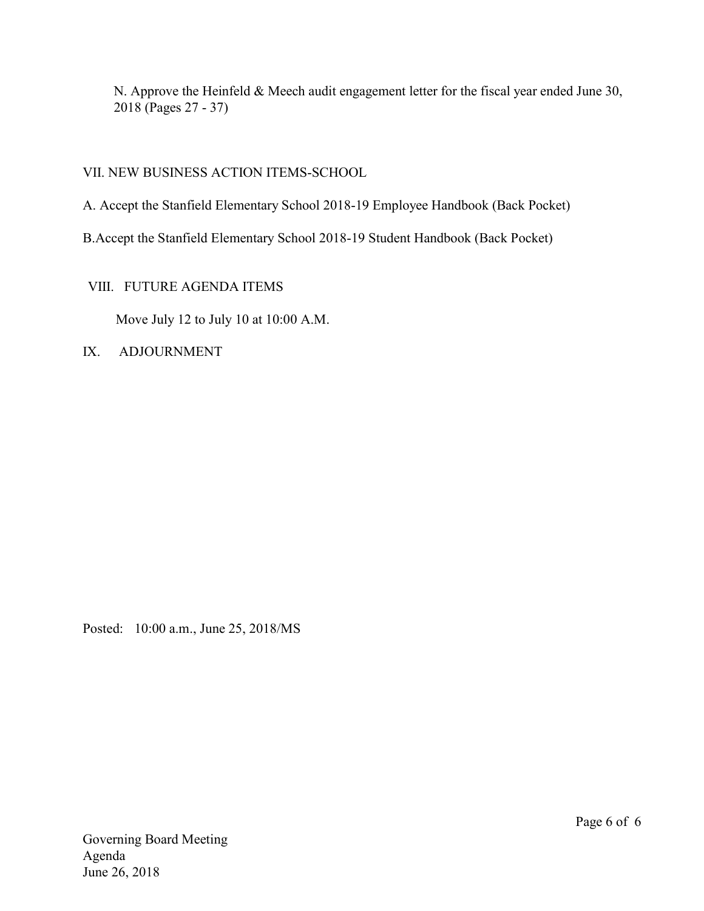N. Approve the Heinfeld & Meech audit engagement letter for the fiscal year ended June 30, 2018 (Pages 27 - 37)

VII. NEW BUSINESS ACTION ITEMS-SCHOOL

A. Accept the Stanfield Elementary School 2018-19 Employee Handbook (Back Pocket)

B.Accept the Stanfield Elementary School 2018-19 Student Handbook (Back Pocket)

VIII. FUTURE AGENDA ITEMS

Move July 12 to July 10 at 10:00 A.M.

IX. ADJOURNMENT

Posted: 10:00 a.m., June 25, 2018/MS